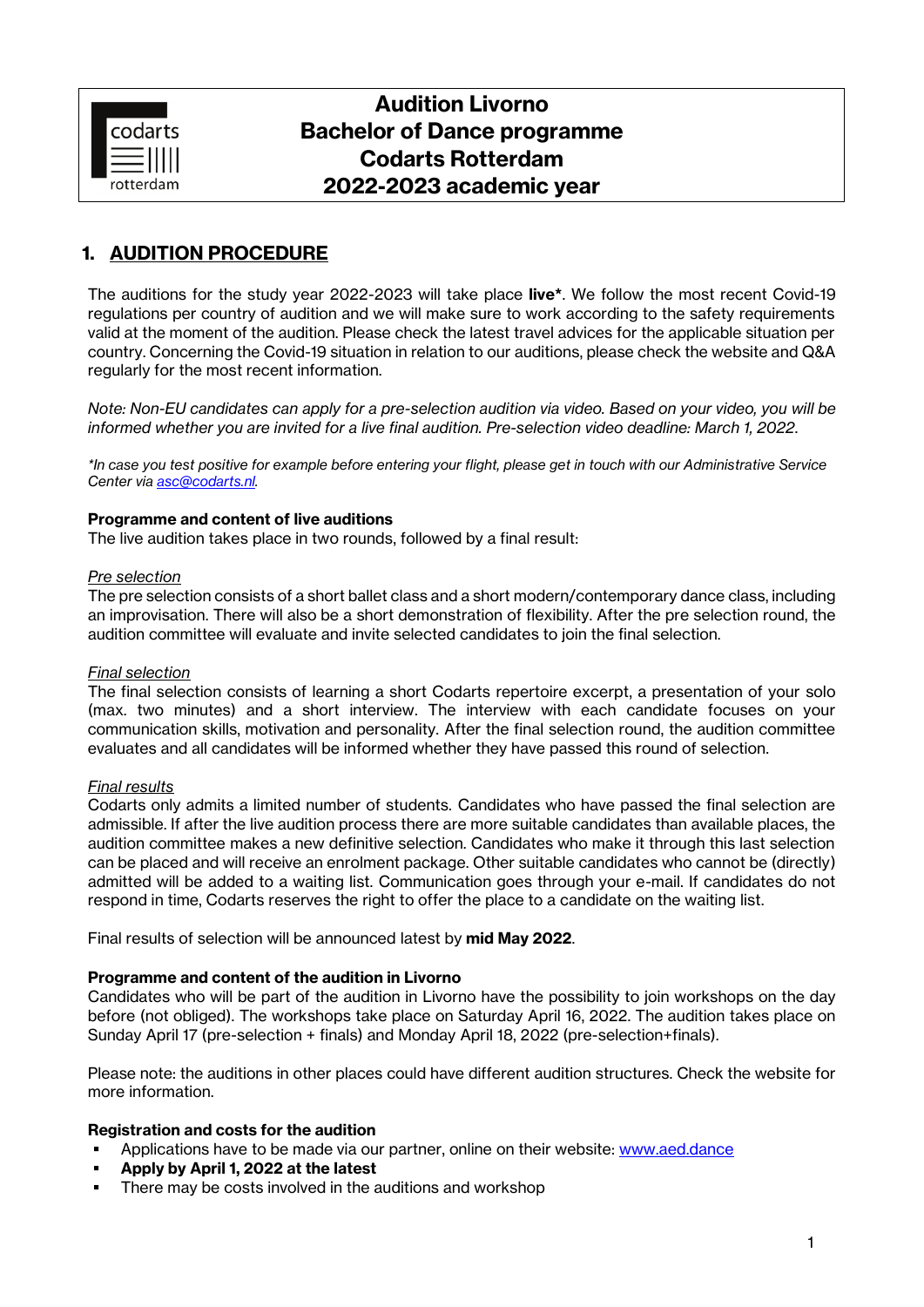# Audition Livorno
# Bachelor of Dance programme
# Codarts Rotterdam
# 2022-2023 academic year

## 1. AUDITION PROCEDURE

The auditions for the study year 2022-2023 will take place **live***. We follow the most recent Covid-19 regulations per country of audition and we will make sure to work according to the safety requirements valid at the moment of the audition. Please check the latest travel advices for the applicable situation per country. Concerning the Covid-19 situation in relation to our auditions, please check the website and Q&A regularly for the most recent information.

*Note: Non-EU candidates can apply for a pre-selection audition via video. Based on your video, you will be informed whether you are invited for a live final audition. Pre-selection video deadline: March 1, 2022.*

*\*In case you test positive for example before entering your flight, please get in touch with our Administrative Service Center via [asc@codarts.nl](mailto:asc@codarts.nl).*

**Programme and content of live auditions**
The live audition takes place in two rounds, followed by a final result:

Pre selection
The pre selection consists of a short ballet class and a short modern/contemporary dance class, including an improvisation. There will also be a short demonstration of flexibility. After the pre selection round, the audition committee will evaluate and invite selected candidates to join the final selection.

Final selection
The final selection consists of learning a short Codarts repertoire excerpt, a presentation of your solo (max. two minutes) and a short interview. The interview with each candidate focuses on your communication skills, motivation and personality. After the final selection round, the audition committee evaluates and all candidates will be informed whether they have passed this round of selection.

Final results
Codarts only admits a limited number of students. Candidates who have passed the final selection are admissible. If after the live audition process there are more suitable candidates than available places, the audition committee makes a new definitive selection. Candidates who make it through this last selection can be placed and will receive an enrolment package. Other suitable candidates who cannot be (directly) admitted will be added to a waiting list. Communication goes through your e-mail. If candidates do not respond in time, Codarts reserves the right to offer the place to a candidate on the waiting list.

Final results of selection will be announced latest by **mid May 2022**.

**Programme and content of the audition in Livorno**
Candidates who will be part of the audition in Livorno have the possibility to join workshops on the day before (not obliged). The workshops take place on Saturday April 16, 2022. The audition takes place on Sunday April 17 (pre-selection + finals) and Monday April 18, 2022 (pre-selection+finals).

Please note: the auditions in other places could have different audition structures. Check the website for more information.

**Registration and costs for the audition**

- Applications have to be made via our partner, online on their website: [www.aed.dance](http://www.aed.dance)
- **Apply by April 1, 2022 at the latest**
- There may be costs involved in the auditions and workshop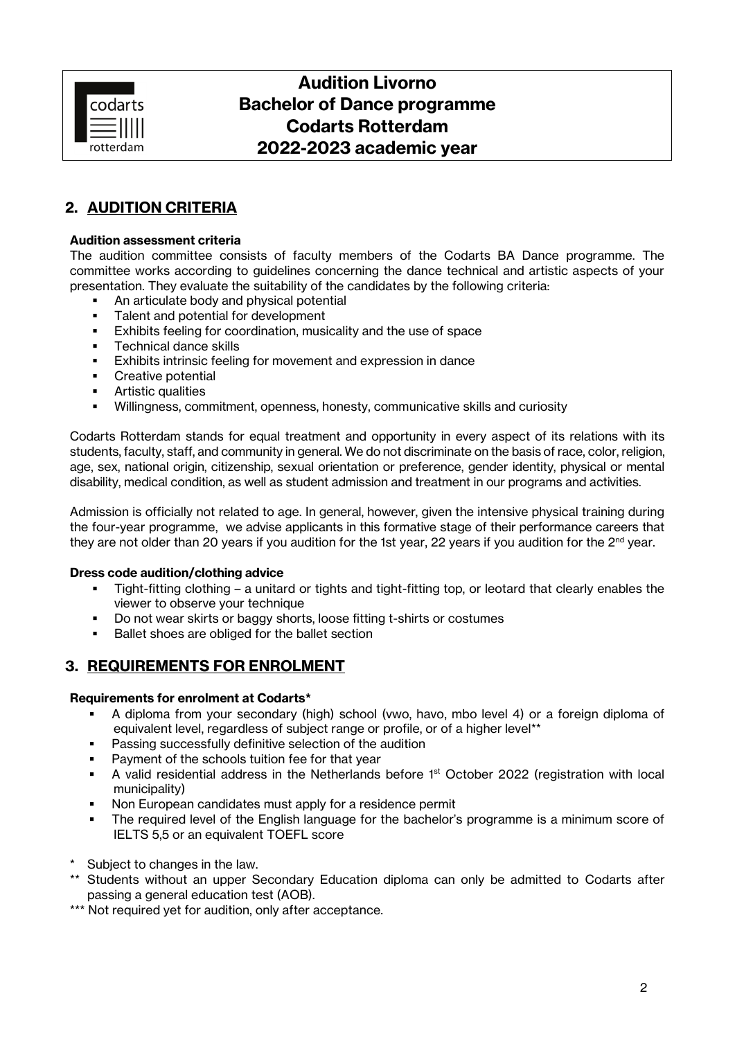# Audition Livorno
# Bachelor of Dance programme
# Codarts Rotterdam
# 2022-2023 academic year

## 2. AUDITION CRITERIA

**Audition assessment criteria**

The audition committee consists of faculty members of the Codarts BA Dance programme. The committee works according to guidelines concerning the dance technical and artistic aspects of your presentation. They evaluate the suitability of the candidates by the following criteria:

- An articulate body and physical potential
- Talent and potential for development
- Exhibits feeling for coordination, musicality and the use of space
- Technical dance skills
- Exhibits intrinsic feeling for movement and expression in dance
- Creative potential
- Artistic qualities
- Willingness, commitment, openness, honesty, communicative skills and curiosity

Codarts Rotterdam stands for equal treatment and opportunity in every aspect of its relations with its students, faculty, staff, and community in general. We do not discriminate on the basis of race, color, religion, age, sex, national origin, citizenship, sexual orientation or preference, gender identity, physical or mental disability, medical condition, as well as student admission and treatment in our programs and activities.

Admission is officially not related to age. In general, however, given the intensive physical training during the four-year programme, we advise applicants in this formative stage of their performance careers that they are not older than 20 years if you audition for the 1st year, 22 years if you audition for the 2nd year.

**Dress code audition/clothing advice**

- Tight-fitting clothing – a unitard or tights and tight-fitting top, or leotard that clearly enables the viewer to observe your technique
- Do not wear skirts or baggy shorts, loose fitting t-shirts or costumes
- Ballet shoes are obliged for the ballet section

## 3. REQUIREMENTS FOR ENROLMENT

**Requirements for enrolment at Codarts***

- A diploma from your secondary (high) school (vwo, havo, mbo level 4) or a foreign diploma of equivalent level, regardless of subject range or profile, or of a higher level**
- Passing successfully definitive selection of the audition
- Payment of the schools tuition fee for that year
- A valid residential address in the Netherlands before 1st October 2022 (registration with local municipality)
- Non European candidates must apply for a residence permit
- The required level of the English language for the bachelor's programme is a minimum score of IELTS 5,5 or an equivalent TOEFL score

\* Subject to changes in the law.

** Students without an upper Secondary Education diploma can only be admitted to Codarts after passing a general education test (AOB).

*** Not required yet for audition, only after acceptance.